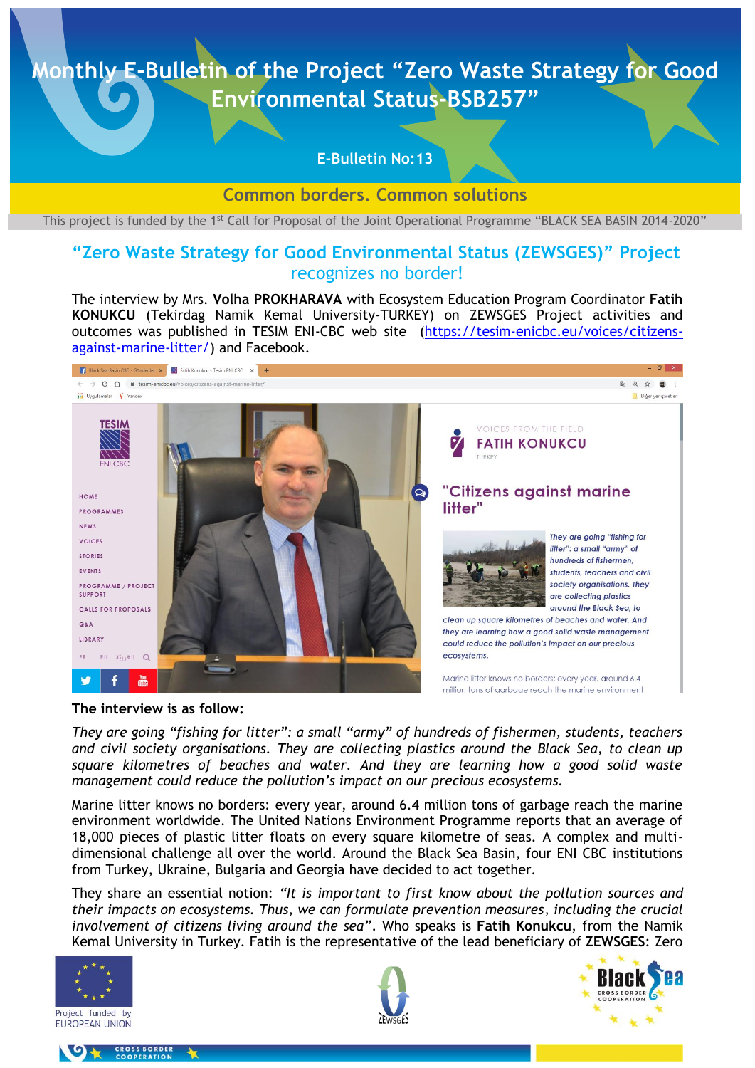# Monthly E-Bulletin of the Project "Zero Waste Strategy for Good Environmental Status-BSB257"

**E-Bulletin No:13**

**Common borders. Common solutions**

This project is funded by the 1st Call for Proposal of the Joint Operational Programme "BLACK SEA BASIN 2014-2020"

## "Zero Waste Strategy for Good Environmental Status (ZEWSGES)" Project recognizes no border!

The interview by Mrs. **Volha PROKHARAVA** with Ecosystem Education Program Coordinator **Fatih KONUKCU** (Tekirdag Namik Kemal University-TURKEY) on ZEWSGES Project activities and outcomes was published in TESIM ENI-CBC web site (https://tesim-enicbc.eu/voices/citizens-against-marine-litter/) and Facebook.

**The interview is as follow:**

*They are going "fishing for litter": a small "army" of hundreds of fishermen, students, teachers and civil society organisations. They are collecting plastics around the Black Sea, to clean up square kilometres of beaches and water. And they are learning how a good solid waste management could reduce the pollution's impact on our precious ecosystems.*

Marine litter knows no borders: every year, around 6.4 million tons of garbage reach the marine environment worldwide. The United Nations Environment Programme reports that an average of 18,000 pieces of plastic litter floats on every square kilometre of seas. A complex and multi-dimensional challenge all over the world. Around the Black Sea Basin, four ENI CBC institutions from Turkey, Ukraine, Bulgaria and Georgia have decided to act together.

They share an essential notion: *"It is important to first know about the pollution sources and their impacts on ecosystems. Thus, we can formulate prevention measures, including the crucial involvement of citizens living around the sea"*. Who speaks is **Fatih Konukcu**, from the Namik Kemal University in Turkey. Fatih is the representative of the lead beneficiary of **ZEWSGES**: Zero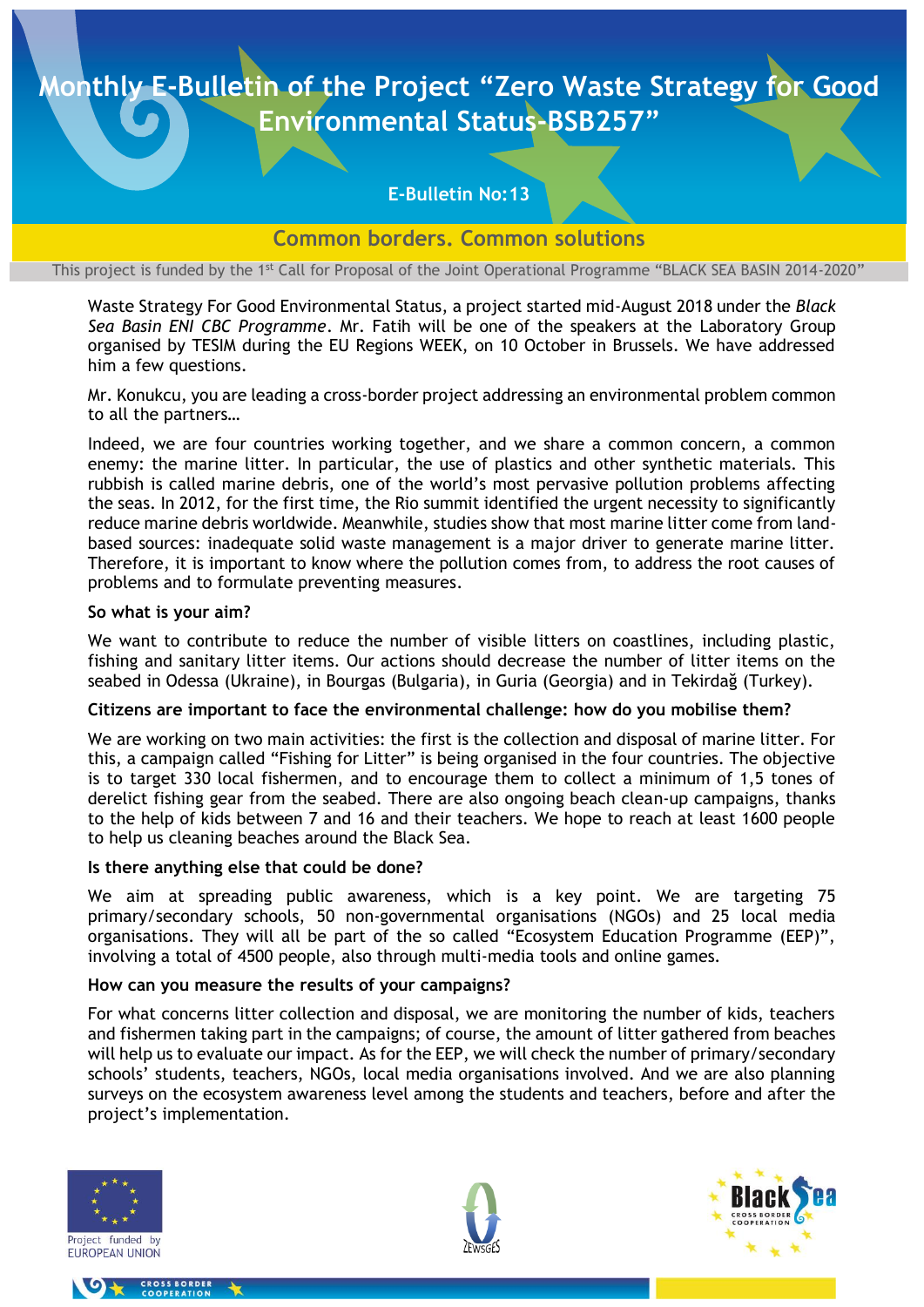Waste Strategy For Good Environmental Status, a project started mid-August 2018 under the *Black Sea Basin ENI CBC Programme*. Mr. Fatih will be one of the speakers at the Laboratory Group organised by TESIM during the EU Regions WEEK, on 10 October in Brussels. We have addressed him a few questions.

Mr. Konukcu, you are leading a cross-border project addressing an environmental problem common to all the partners…

Indeed, we are four countries working together, and we share a common concern, a common enemy: the marine litter. In particular, the use of plastics and other synthetic materials. This rubbish is called marine debris, one of the world's most pervasive pollution problems affecting the seas. In 2012, for the first time, the Rio summit identified the urgent necessity to significantly reduce marine debris worldwide. Meanwhile, studies show that most marine litter come from land-based sources: inadequate solid waste management is a major driver to generate marine litter. Therefore, it is important to know where the pollution comes from, to address the root causes of problems and to formulate preventing measures.

**So what is your aim?**

We want to contribute to reduce the number of visible litters on coastlines, including plastic, fishing and sanitary litter items. Our actions should decrease the number of litter items on the seabed in Odessa (Ukraine), in Bourgas (Bulgaria), in Guria (Georgia) and in Tekirdağ (Turkey).

**Citizens are important to face the environmental challenge: how do you mobilise them?**

We are working on two main activities: the first is the collection and disposal of marine litter. For this, a campaign called "Fishing for Litter" is being organised in the four countries. The objective is to target 330 local fishermen, and to encourage them to collect a minimum of 1,5 tones of derelict fishing gear from the seabed. There are also ongoing beach clean-up campaigns, thanks to the help of kids between 7 and 16 and their teachers. We hope to reach at least 1600 people to help us cleaning beaches around the Black Sea.

**Is there anything else that could be done?**

We aim at spreading public awareness, which is a key point. We are targeting 75 primary/secondary schools, 50 non-governmental organisations (NGOs) and 25 local media organisations. They will all be part of the so called "Ecosystem Education Programme (EEP)", involving a total of 4500 people, also through multi-media tools and online games.

**How can you measure the results of your campaigns?**

For what concerns litter collection and disposal, we are monitoring the number of kids, teachers and fishermen taking part in the campaigns; of course, the amount of litter gathered from beaches will help us to evaluate our impact. As for the EEP, we will check the number of primary/secondary schools' students, teachers, NGOs, local media organisations involved. And we are also planning surveys on the ecosystem awareness level among the students and teachers, before and after the project's implementation.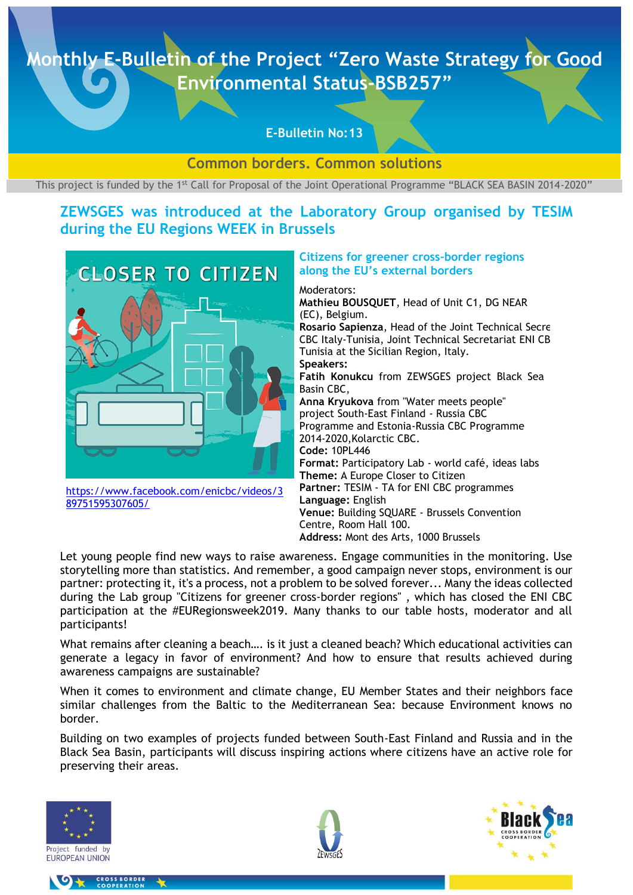# Monthly E-Bulletin of the Project "Zero Waste Strategy for Good Environmental Status-BSB257"

**E-Bulletin No:13**

**Common borders. Common solutions**

This project is funded by the 1st Call for Proposal of the Joint Operational Programme "BLACK SEA BASIN 2014-2020"

## ZEWSGES was introduced at the Laboratory Group organised by TESIM during the EU Regions WEEK in Brussels

https://www.facebook.com/enicbc/videos/389751595307605/

### Citizens for greener cross-border regions along the EU's external borders

Moderators:
**Mathieu BOUSQUET**, Head of Unit C1, DG NEAR (EC), Belgium.
**Rosario Sapienza**, Head of the Joint Technical Secre CBC Italy-Tunisia, Joint Technical Secretariat ENI CB Tunisia at the Sicilian Region, Italy.
**Speakers:**
**Fatih Konukcu** from ZEWSGES project Black Sea Basin CBC,
**Anna Kryukova** from "Water meets people" project South-East Finland - Russia CBC Programme and Estonia-Russia CBC Programme 2014-2020,Kolarctic CBC.
**Code:** 10PL446
**Format:** Participatory Lab - world café, ideas labs
**Theme:** A Europe Closer to Citizen
**Partner:** TESIM - TA for ENI CBC programmes
**Language:** English
**Venue:** Building SQUARE - Brussels Convention Centre, Room Hall 100.
**Address:** Mont des Arts, 1000 Brussels

Let young people find new ways to raise awareness. Engage communities in the monitoring. Use storytelling more than statistics. And remember, a good campaign never stops, environment is our partner: protecting it, it's a process, not a problem to be solved forever... Many the ideas collected during the Lab group "Citizens for greener cross-border regions" , which has closed the ENI CBC participation at the #EURegionsweek2019. Many thanks to our table hosts, moderator and all participants!

What remains after cleaning a beach…. is it just a cleaned beach? Which educational activities can generate a legacy in favor of environment? And how to ensure that results achieved during awareness campaigns are sustainable?

When it comes to environment and climate change, EU Member States and their neighbors face similar challenges from the Baltic to the Mediterranean Sea: because Environment knows no border.

Building on two examples of projects funded between South-East Finland and Russia and in the Black Sea Basin, participants will discuss inspiring actions where citizens have an active role for preserving their areas.

Project funded by EUROPEAN UNION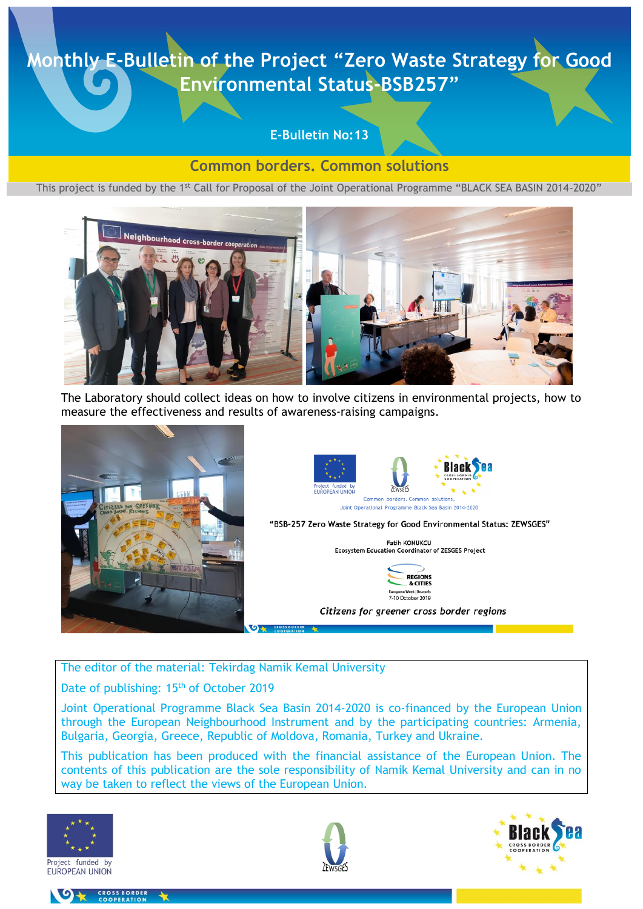# Monthly E-Bulletin of the Project "Zero Waste Strategy for Good Environmental Status-BSB257"

**E-Bulletin No:13**

## Common borders. Common solutions

This project is funded by the 1st Call for Proposal of the Joint Operational Programme "BLACK SEA BASIN 2014-2020"

The Laboratory should collect ideas on how to involve citizens in environmental projects, how to measure the effectiveness and results of awareness-raising campaigns.

The editor of the material: Tekirdag Namik Kemal University

Date of publishing: 15th of October 2019

Joint Operational Programme Black Sea Basin 2014-2020 is co-financed by the European Union through the European Neighbourhood Instrument and by the participating countries: Armenia, Bulgaria, Georgia, Greece, Republic of Moldova, Romania, Turkey and Ukraine.

This publication has been produced with the financial assistance of the European Union. The contents of this publication are the sole responsibility of Namik Kemal University and can in no way be taken to reflect the views of the European Union.

Project funded by EUROPEAN UNION